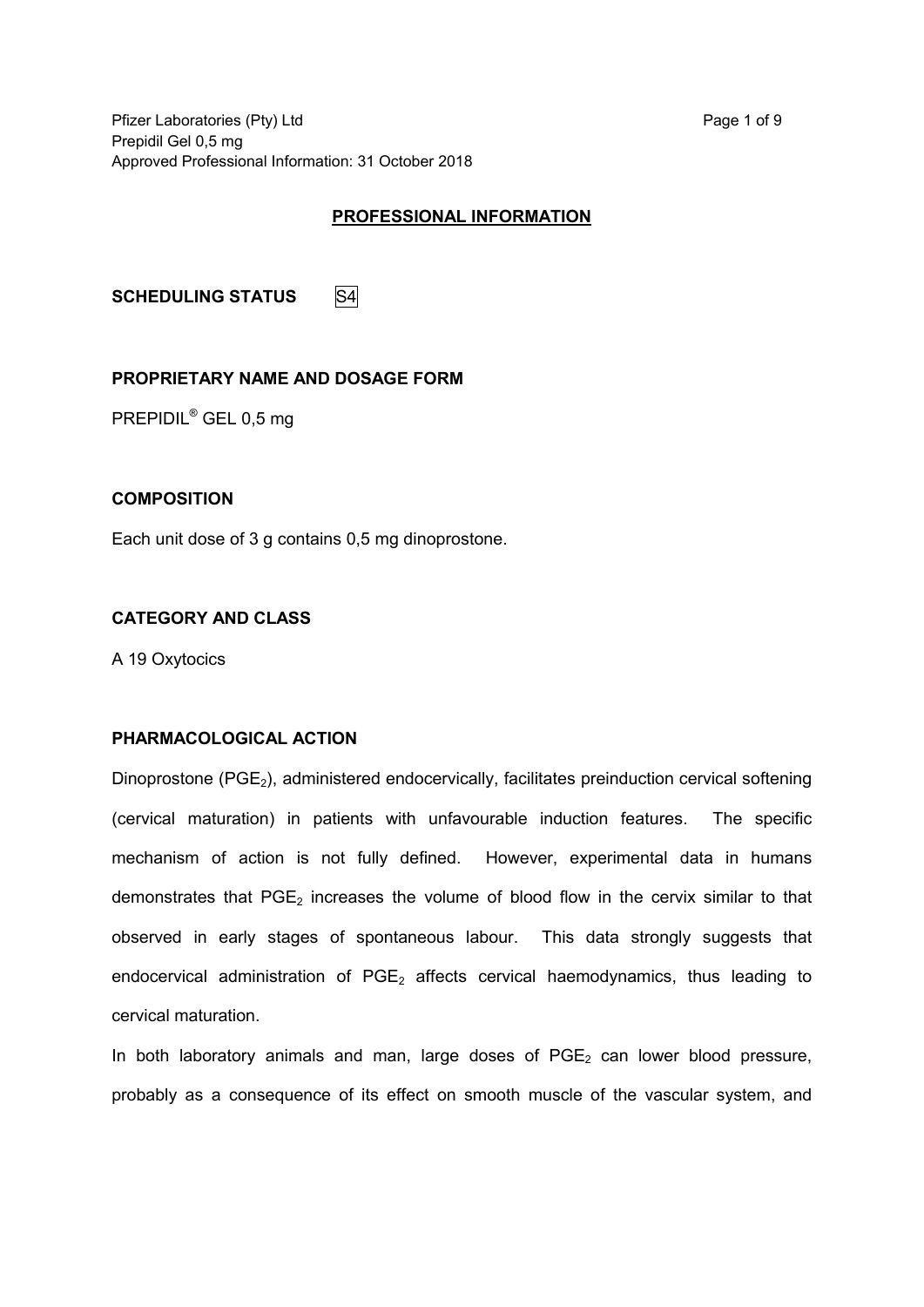## PROFESSIONAL INFORMATION

**SCHEDULING STATUS** S4

**PROPRIETARY NAME AND DOSAGE FORM**

PREPIDIL® GEL 0,5 mg

**COMPOSITION**

Each unit dose of 3 g contains 0,5 mg dinoprostone.

**CATEGORY AND CLASS**

A 19 Oxytocics

**PHARMACOLOGICAL ACTION**

Dinoprostone ($PGE_2$), administered endocervically, facilitates preinduction cervical softening (cervical maturation) in patients with unfavourable induction features. The specific mechanism of action is not fully defined. However, experimental data in humans demonstrates that $PGE_2$ increases the volume of blood flow in the cervix similar to that observed in early stages of spontaneous labour. This data strongly suggests that endocervical administration of $PGE_2$ affects cervical haemodynamics, thus leading to cervical maturation.

In both laboratory animals and man, large doses of $PGE_2$ can lower blood pressure, probably as a consequence of its effect on smooth muscle of the vascular system, and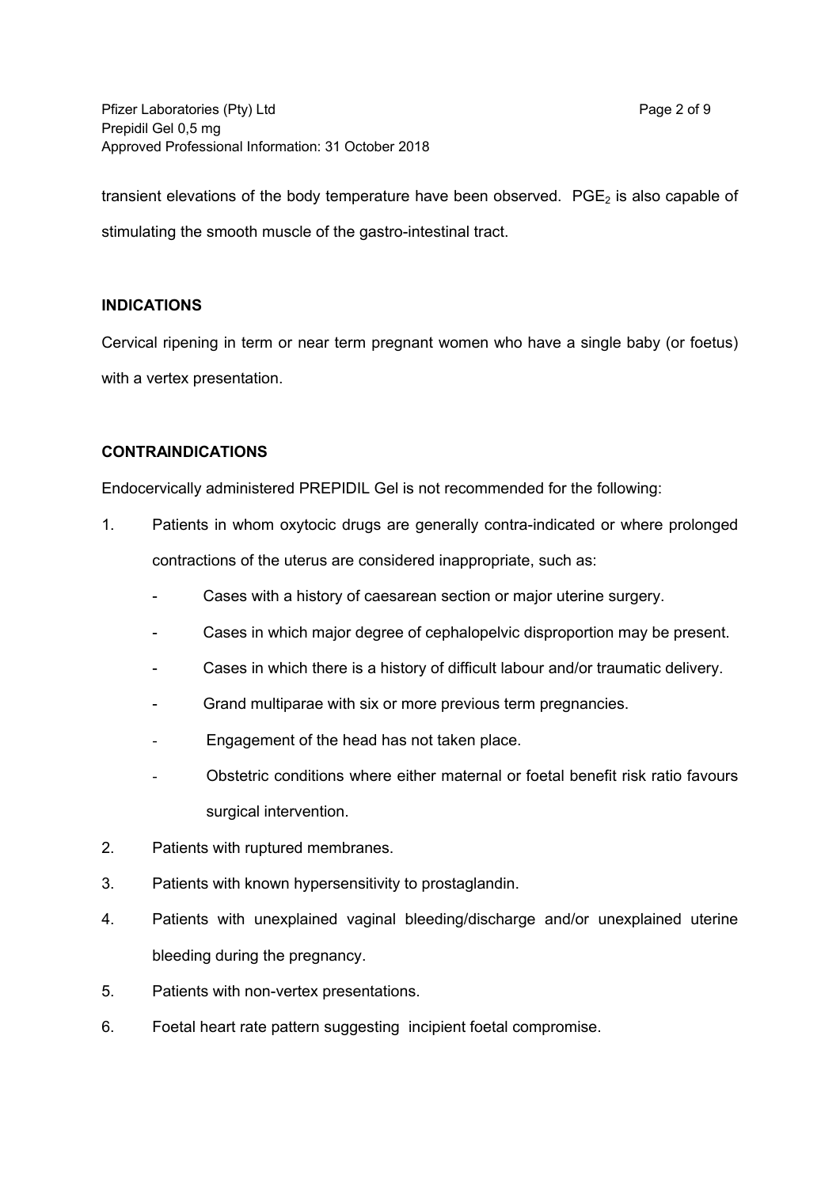transient elevations of the body temperature have been observed. $PGE_2$ is also capable of stimulating the smooth muscle of the gastro-intestinal tract.

**INDICATIONS**

Cervical ripening in term or near term pregnant women who have a single baby (or foetus) with a vertex presentation.

**CONTRAINDICATIONS**

Endocervically administered PREPIDIL Gel is not recommended for the following:

1. Patients in whom oxytocic drugs are generally contra-indicated or where prolonged contractions of the uterus are considered inappropriate, such as:
   - Cases with a history of caesarean section or major uterine surgery.
   - Cases in which major degree of cephalopelvic disproportion may be present.
   - Cases in which there is a history of difficult labour and/or traumatic delivery.
   - Grand multiparae with six or more previous term pregnancies.
   - Engagement of the head has not taken place.
   - Obstetric conditions where either maternal or foetal benefit risk ratio favours surgical intervention.
2. Patients with ruptured membranes.
3. Patients with known hypersensitivity to prostaglandin.
4. Patients with unexplained vaginal bleeding/discharge and/or unexplained uterine bleeding during the pregnancy.
5. Patients with non-vertex presentations.
6. Foetal heart rate pattern suggesting incipient foetal compromise.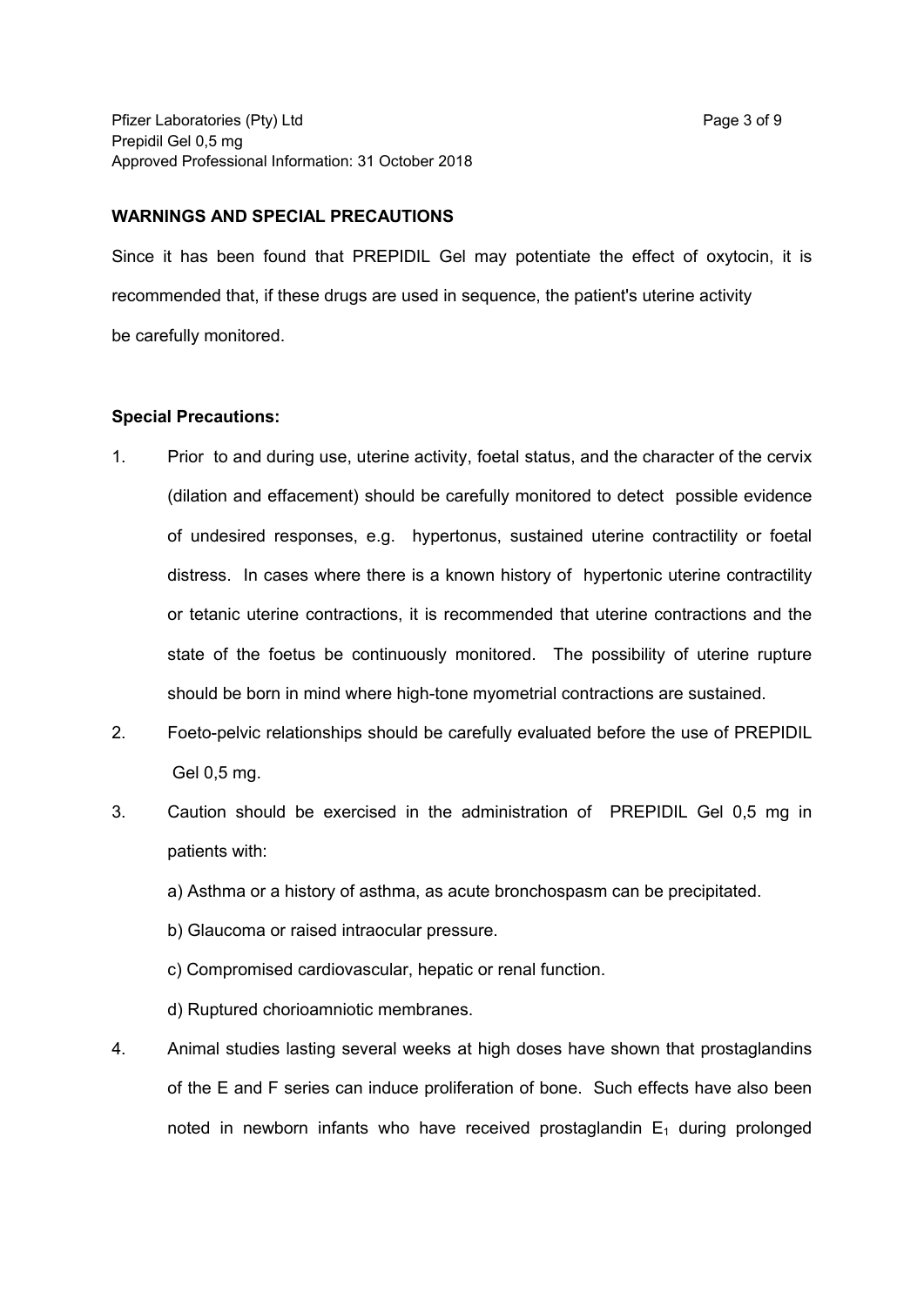## WARNINGS AND SPECIAL PRECAUTIONS

Since it has been found that PREPIDIL Gel may potentiate the effect of oxytocin, it is recommended that, if these drugs are used in sequence, the patient's uterine activity be carefully monitored.

**Special Precautions:**

1. Prior to and during use, uterine activity, foetal status, and the character of the cervix (dilation and effacement) should be carefully monitored to detect possible evidence of undesired responses, e.g. hypertonus, sustained uterine contractility or foetal distress. In cases where there is a known history of hypertonic uterine contractility or tetanic uterine contractions, it is recommended that uterine contractions and the state of the foetus be continuously monitored. The possibility of uterine rupture should be born in mind where high-tone myometrial contractions are sustained.
2. Foeto-pelvic relationships should be carefully evaluated before the use of PREPIDIL Gel 0,5 mg.
3. Caution should be exercised in the administration of PREPIDIL Gel 0,5 mg in patients with:

   a) Asthma or a history of asthma, as acute bronchospasm can be precipitated.

   b) Glaucoma or raised intraocular pressure.

   c) Compromised cardiovascular, hepatic or renal function.

   d) Ruptured chorioamniotic membranes.
4. Animal studies lasting several weeks at high doses have shown that prostaglandins of the E and F series can induce proliferation of bone. Such effects have also been noted in newborn infants who have received prostaglandin $E_1$ during prolonged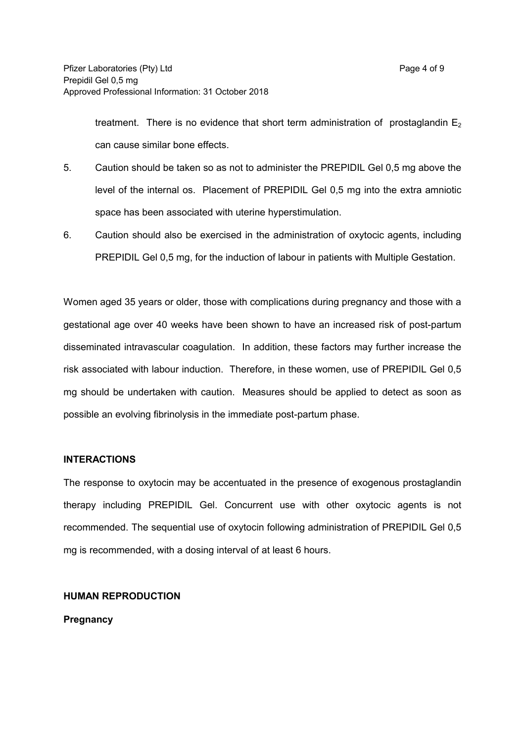treatment. There is no evidence that short term administration of prostaglandin $E_2$ can cause similar bone effects.

5. Caution should be taken so as not to administer the PREPIDIL Gel 0,5 mg above the level of the internal os. Placement of PREPIDIL Gel 0,5 mg into the extra amniotic space has been associated with uterine hyperstimulation.
6. Caution should also be exercised in the administration of oxytocic agents, including PREPIDIL Gel 0,5 mg, for the induction of labour in patients with Multiple Gestation.

Women aged 35 years or older, those with complications during pregnancy and those with a gestational age over 40 weeks have been shown to have an increased risk of post-partum disseminated intravascular coagulation. In addition, these factors may further increase the risk associated with labour induction. Therefore, in these women, use of PREPIDIL Gel 0,5 mg should be undertaken with caution. Measures should be applied to detect as soon as possible an evolving fibrinolysis in the immediate post-partum phase.

**INTERACTIONS**

The response to oxytocin may be accentuated in the presence of exogenous prostaglandin therapy including PREPIDIL Gel. Concurrent use with other oxytocic agents is not recommended. The sequential use of oxytocin following administration of PREPIDIL Gel 0,5 mg is recommended, with a dosing interval of at least 6 hours.

**HUMAN REPRODUCTION**

**Pregnancy**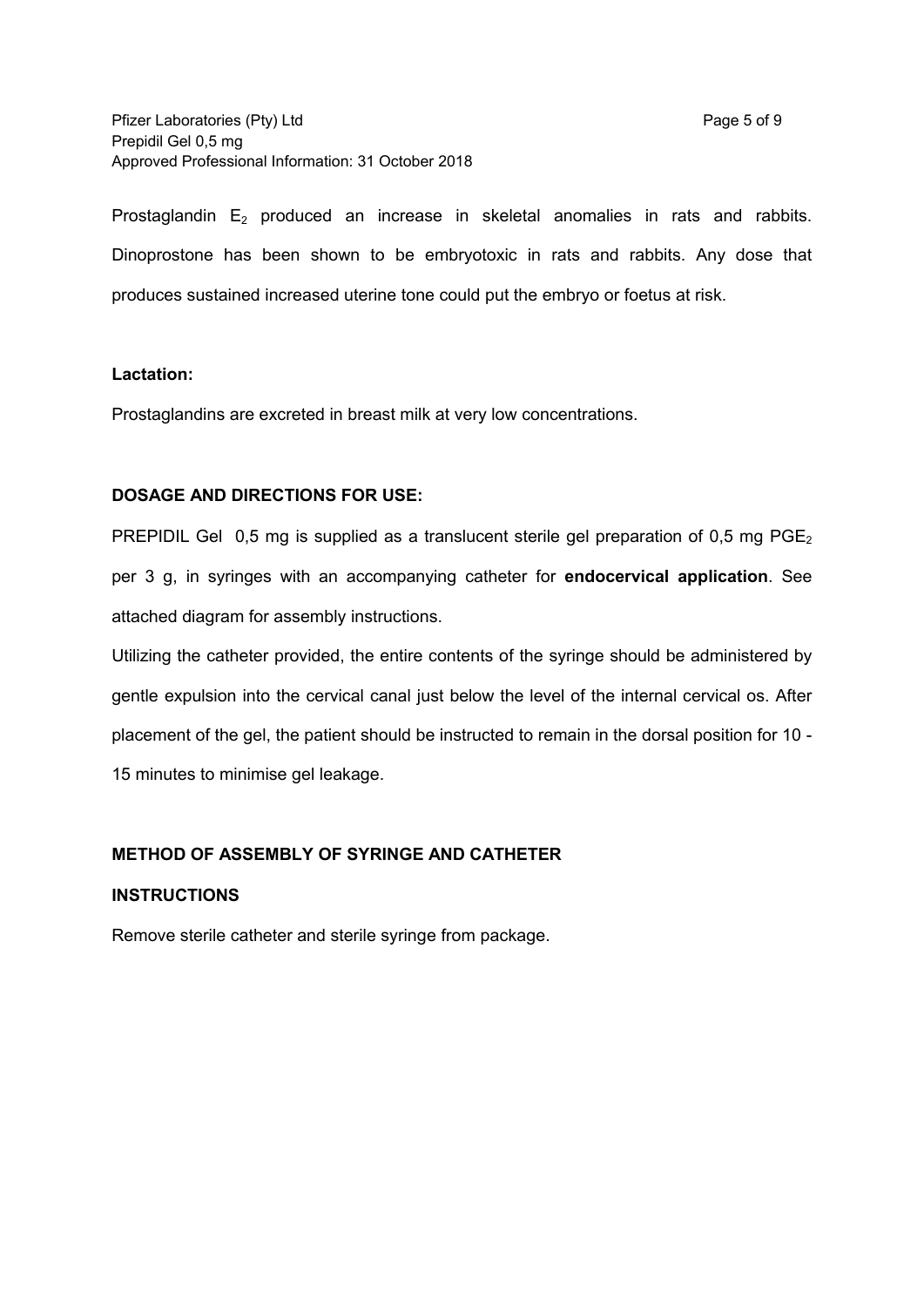Prostaglandin $E_2$ produced an increase in skeletal anomalies in rats and rabbits. Dinoprostone has been shown to be embryotoxic in rats and rabbits. Any dose that produces sustained increased uterine tone could put the embryo or foetus at risk.

**Lactation:**

Prostaglandins are excreted in breast milk at very low concentrations.

**DOSAGE AND DIRECTIONS FOR USE:**

PREPIDIL Gel 0,5 mg is supplied as a translucent sterile gel preparation of 0,5 mg $PGE_2$ per 3 g, in syringes with an accompanying catheter for **endocervical application**. See attached diagram for assembly instructions.

Utilizing the catheter provided, the entire contents of the syringe should be administered by gentle expulsion into the cervical canal just below the level of the internal cervical os. After placement of the gel, the patient should be instructed to remain in the dorsal position for 10 - 15 minutes to minimise gel leakage.

**METHOD OF ASSEMBLY OF SYRINGE AND CATHETER**

**INSTRUCTIONS**

Remove sterile catheter and sterile syringe from package.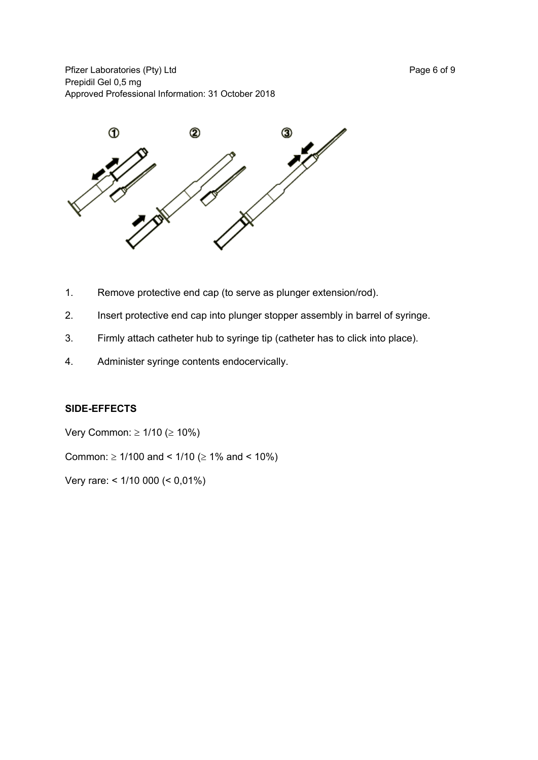1. Remove protective end cap (to serve as plunger extension/rod).
2. Insert protective end cap into plunger stopper assembly in barrel of syringe.
3. Firmly attach catheter hub to syringe tip (catheter has to click into place).
4. Administer syringe contents endocervically.

**SIDE-EFFECTS**

Very Common: ≥ 1/10 (≥ 10%)

Common: ≥ 1/100 and < 1/10 (≥ 1% and < 10%)

Very rare: < 1/10 000 (< 0,01%)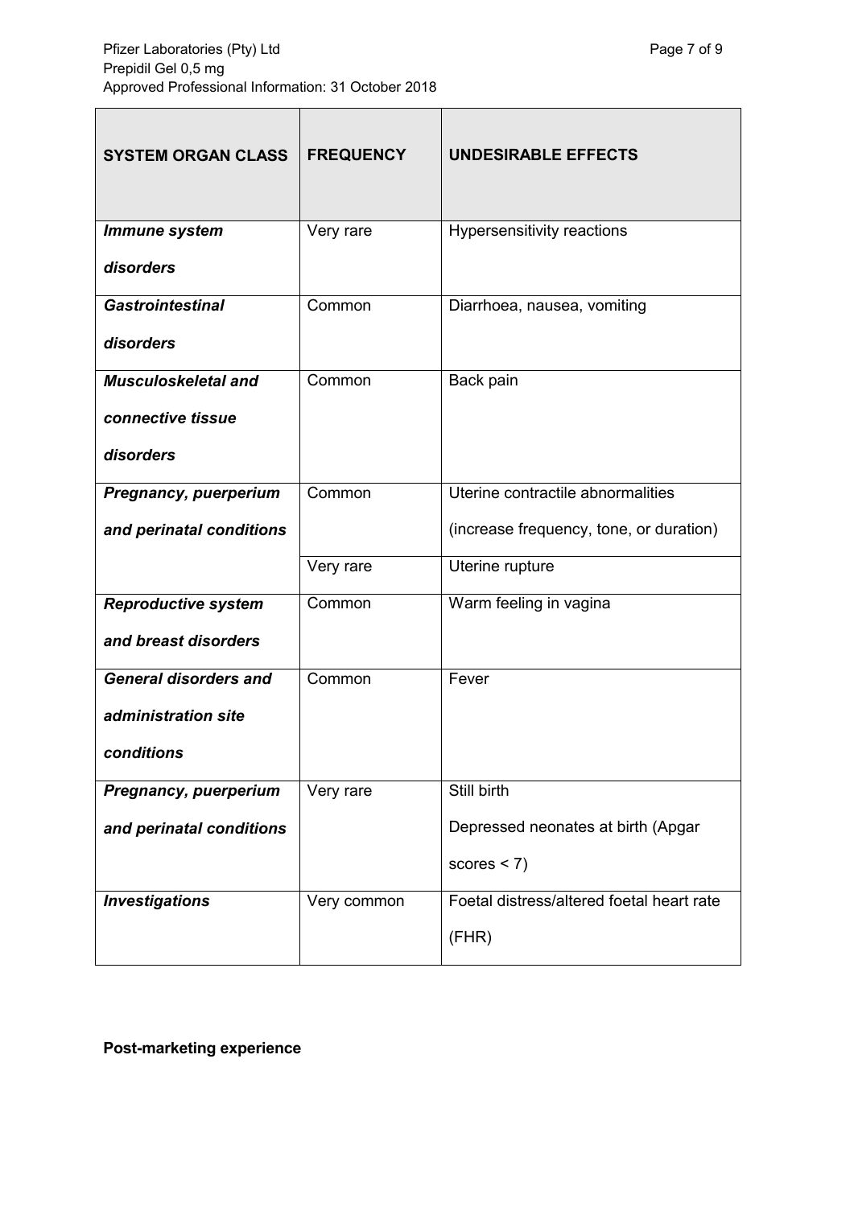| SYSTEM ORGAN CLASS | FREQUENCY | UNDESIRABLE EFFECTS |
| --- | --- | --- |
| ***Immune system disorders*** | Very rare | Hypersensitivity reactions |
| ***Gastrointestinal disorders*** | Common | Diarrhoea, nausea, vomiting |
| ***Musculoskeletal and connective tissue disorders*** | Common | Back pain |
| ***Pregnancy, puerperium and perinatal conditions*** | Common | Uterine contractile abnormalities (increase frequency, tone, or duration) |
| | Very rare | Uterine rupture |
| ***Reproductive system and breast disorders*** | Common | Warm feeling in vagina |
| ***General disorders and administration site conditions*** | Common | Fever |
| ***Pregnancy, puerperium and perinatal conditions*** | Very rare | Still birth<br>Depressed neonates at birth (Apgar scores < 7) |
| ***Investigations*** | Very common | Foetal distress/altered foetal heart rate (FHR) |

**Post-marketing experience**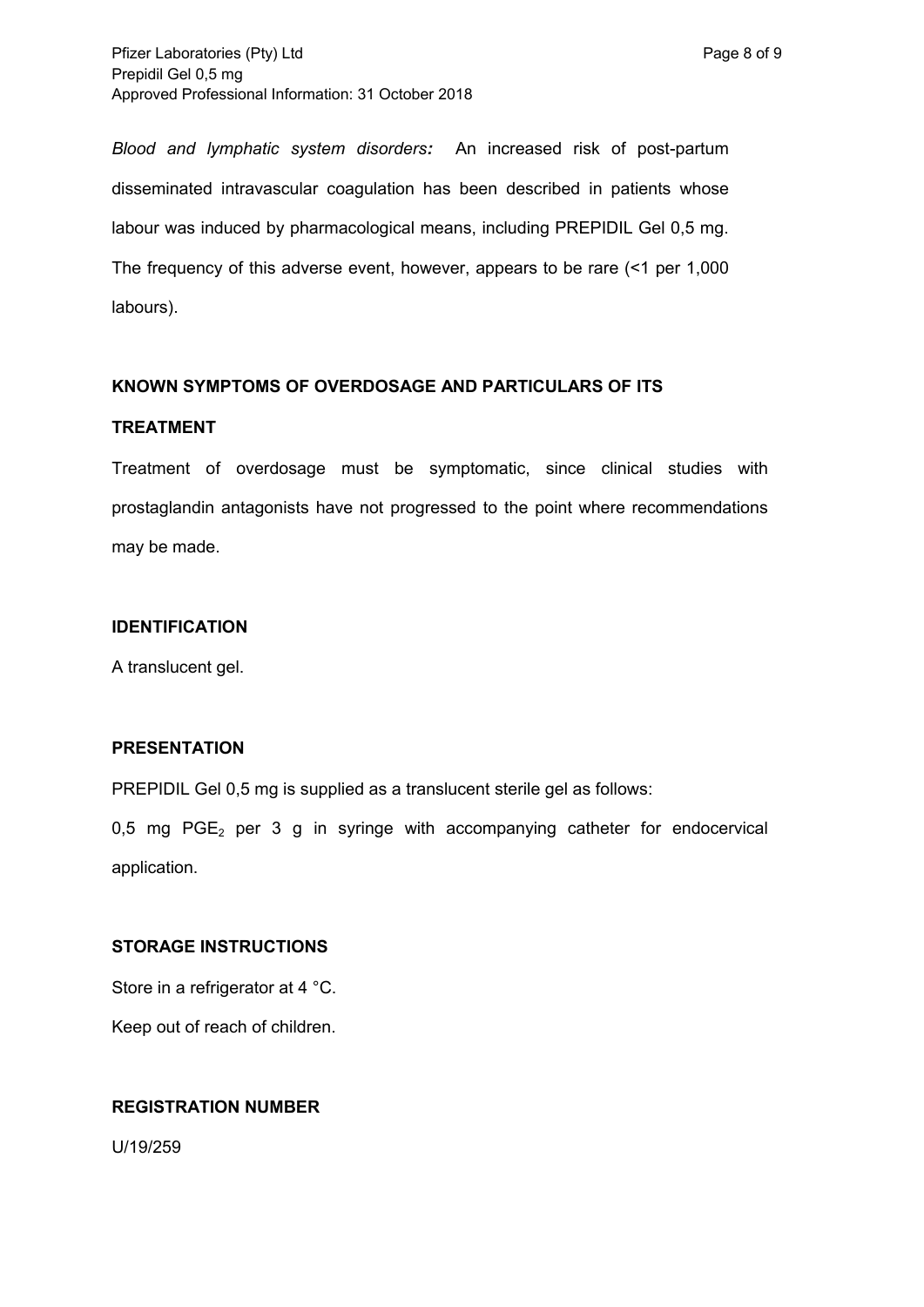*Blood and lymphatic system disorders:* An increased risk of post-partum disseminated intravascular coagulation has been described in patients whose labour was induced by pharmacological means, including PREPIDIL Gel 0,5 mg. The frequency of this adverse event, however, appears to be rare (<1 per 1,000 labours).

## KNOWN SYMPTOMS OF OVERDOSAGE AND PARTICULARS OF ITS TREATMENT

Treatment of overdosage must be symptomatic, since clinical studies with prostaglandin antagonists have not progressed to the point where recommendations may be made.

## IDENTIFICATION

A translucent gel.

## PRESENTATION

PREPIDIL Gel 0,5 mg is supplied as a translucent sterile gel as follows:

0,5 mg $PGE_2$ per 3 g in syringe with accompanying catheter for endocervical application.

## STORAGE INSTRUCTIONS

Store in a refrigerator at 4 °C.

Keep out of reach of children.

## REGISTRATION NUMBER

U/19/259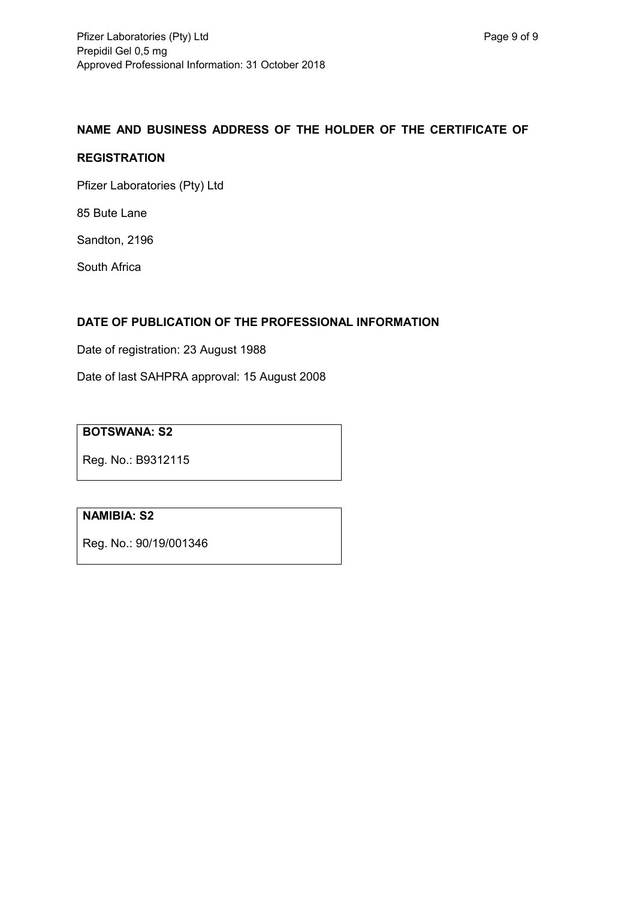## NAME AND BUSINESS ADDRESS OF THE HOLDER OF THE CERTIFICATE OF REGISTRATION

Pfizer Laboratories (Pty) Ltd

85 Bute Lane

Sandton, 2196

South Africa

## DATE OF PUBLICATION OF THE PROFESSIONAL INFORMATION

Date of registration: 23 August 1988

Date of last SAHPRA approval: 15 August 2008

**BOTSWANA: S2**

Reg. No.: B9312115

**NAMIBIA: S2**

Reg. No.: 90/19/001346